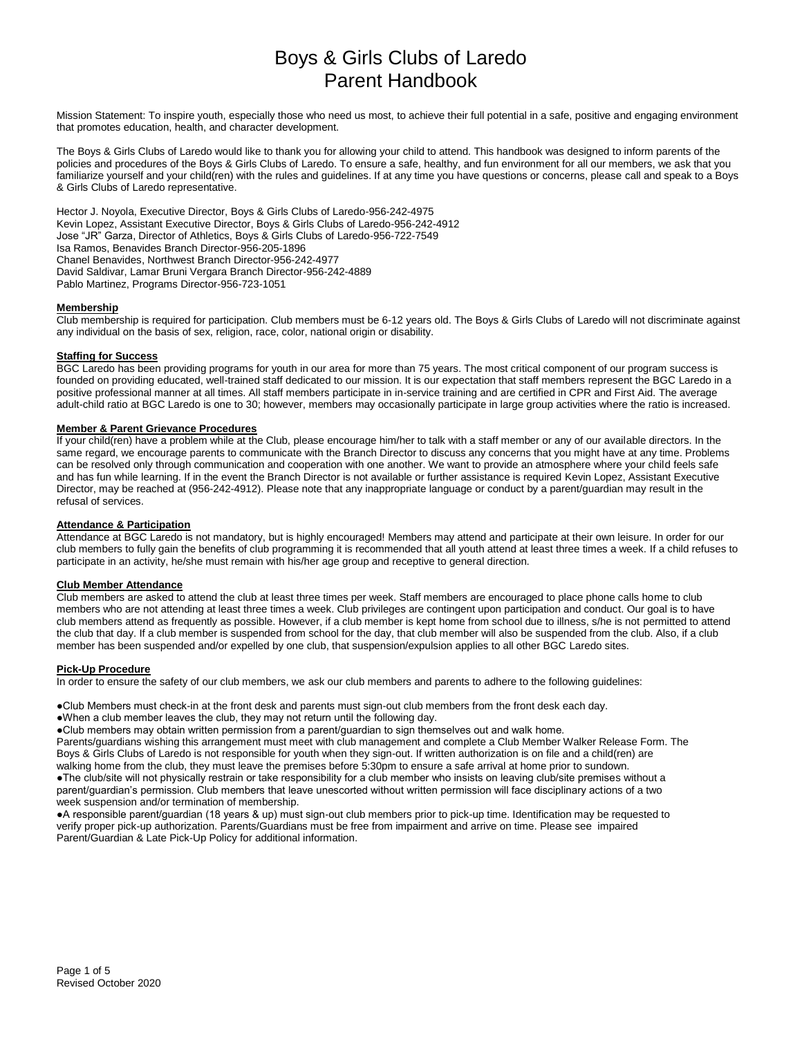# Boys & Girls Clubs of Laredo
# Parent Handbook

Mission Statement: To inspire youth, especially those who need us most, to achieve their full potential in a safe, positive and engaging environment that promotes education, health, and character development.

The Boys & Girls Clubs of Laredo would like to thank you for allowing your child to attend. This handbook was designed to inform parents of the policies and procedures of the Boys & Girls Clubs of Laredo. To ensure a safe, healthy, and fun environment for all our members, we ask that you familiarize yourself and your child(ren) with the rules and guidelines. If at any time you have questions or concerns, please call and speak to a Boys & Girls Clubs of Laredo representative.

Hector J. Noyola, Executive Director, Boys & Girls Clubs of Laredo-956-242-4975
Kevin Lopez, Assistant Executive Director, Boys & Girls Clubs of Laredo-956-242-4912
Jose "JR" Garza, Director of Athletics, Boys & Girls Clubs of Laredo-956-722-7549
Isa Ramos, Benavides Branch Director-956-205-1896
Chanel Benavides, Northwest Branch Director-956-242-4977
David Saldivar, Lamar Bruni Vergara Branch Director-956-242-4889
Pablo Martinez, Programs Director-956-723-1051

**Membership**

Club membership is required for participation. Club members must be 6-12 years old. The Boys & Girls Clubs of Laredo will not discriminate against any individual on the basis of sex, religion, race, color, national origin or disability.

**Staffing for Success**

BGC Laredo has been providing programs for youth in our area for more than 75 years. The most critical component of our program success is founded on providing educated, well-trained staff dedicated to our mission. It is our expectation that staff members represent the BGC Laredo in a positive professional manner at all times. All staff members participate in in-service training and are certified in CPR and First Aid. The average adult-child ratio at BGC Laredo is one to 30; however, members may occasionally participate in large group activities where the ratio is increased.

**Member & Parent Grievance Procedures**

If your child(ren) have a problem while at the Club, please encourage him/her to talk with a staff member or any of our available directors. In the same regard, we encourage parents to communicate with the Branch Director to discuss any concerns that you might have at any time. Problems can be resolved only through communication and cooperation with one another. We want to provide an atmosphere where your child feels safe and has fun while learning. If in the event the Branch Director is not available or further assistance is required Kevin Lopez, Assistant Executive Director, may be reached at (956-242-4912). Please note that any inappropriate language or conduct by a parent/guardian may result in the refusal of services.

**Attendance & Participation**

Attendance at BGC Laredo is not mandatory, but is highly encouraged! Members may attend and participate at their own leisure. In order for our club members to fully gain the benefits of club programming it is recommended that all youth attend at least three times a week. If a child refuses to participate in an activity, he/she must remain with his/her age group and receptive to general direction.

**Club Member Attendance**

Club members are asked to attend the club at least three times per week. Staff members are encouraged to place phone calls home to club members who are not attending at least three times a week. Club privileges are contingent upon participation and conduct. Our goal is to have club members attend as frequently as possible. However, if a club member is kept home from school due to illness, s/he is not permitted to attend the club that day. If a club member is suspended from school for the day, that club member will also be suspended from the club. Also, if a club member has been suspended and/or expelled by one club, that suspension/expulsion applies to all other BGC Laredo sites.

**Pick-Up Procedure**

In order to ensure the safety of our club members, we ask our club members and parents to adhere to the following guidelines:

- Club Members must check-in at the front desk and parents must sign-out club members from the front desk each day.
- When a club member leaves the club, they may not return until the following day.
- Club members may obtain written permission from a parent/guardian to sign themselves out and walk home.

Parents/guardians wishing this arrangement must meet with club management and complete a Club Member Walker Release Form. The Boys & Girls Clubs of Laredo is not responsible for youth when they sign-out. If written authorization is on file and a child(ren) are walking home from the club, they must leave the premises before 5:30pm to ensure a safe arrival at home prior to sundown.

- The club/site will not physically restrain or take responsibility for a club member who insists on leaving club/site premises without a parent/guardian's permission. Club members that leave unescorted without written permission will face disciplinary actions of a two week suspension and/or termination of membership.
- A responsible parent/guardian (18 years & up) must sign-out club members prior to pick-up time. Identification may be requested to verify proper pick-up authorization. Parents/Guardians must be free from impairment and arrive on time. Please see impaired Parent/Guardian & Late Pick-Up Policy for additional information.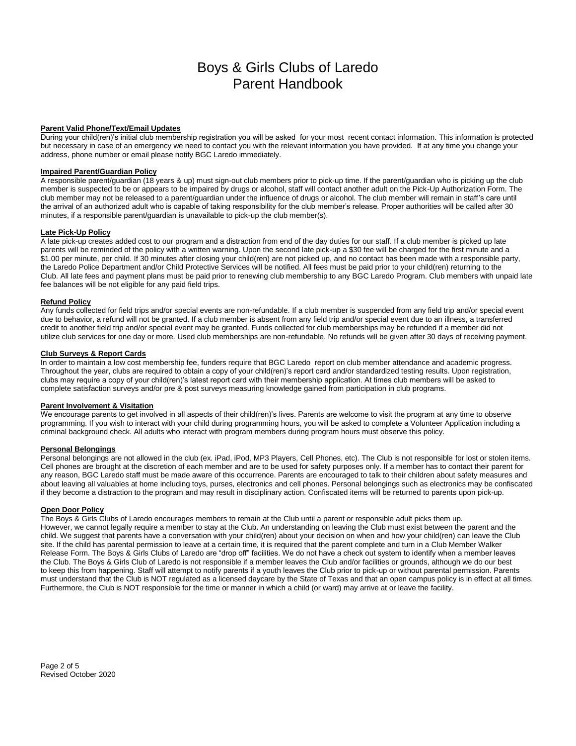# Boys & Girls Clubs of Laredo
# Parent Handbook

**Parent Valid Phone/Text/Email Updates**

During your child(ren)'s initial club membership registration you will be asked for your most recent contact information. This information is protected but necessary in case of an emergency we need to contact you with the relevant information you have provided. If at any time you change your address, phone number or email please notify BGC Laredo immediately.

**Impaired Parent/Guardian Policy**

A responsible parent/guardian (18 years & up) must sign-out club members prior to pick-up time. If the parent/guardian who is picking up the club member is suspected to be or appears to be impaired by drugs or alcohol, staff will contact another adult on the Pick-Up Authorization Form. The club member may not be released to a parent/guardian under the influence of drugs or alcohol. The club member will remain in staff's care until the arrival of an authorized adult who is capable of taking responsibility for the club member's release. Proper authorities will be called after 30 minutes, if a responsible parent/guardian is unavailable to pick-up the club member(s).

**Late Pick-Up Policy**

A late pick-up creates added cost to our program and a distraction from end of the day duties for our staff. If a club member is picked up late parents will be reminded of the policy with a written warning. Upon the second late pick-up a $30 fee will be charged for the first minute and a $1.00 per minute, per child. If 30 minutes after closing your child(ren) are not picked up, and no contact has been made with a responsible party, the Laredo Police Department and/or Child Protective Services will be notified. All fees must be paid prior to your child(ren) returning to the Club. All late fees and payment plans must be paid prior to renewing club membership to any BGC Laredo Program. Club members with unpaid late fee balances will be not eligible for any paid field trips.

**Refund Policy**

Any funds collected for field trips and/or special events are non-refundable. If a club member is suspended from any field trip and/or special event due to behavior, a refund will not be granted. If a club member is absent from any field trip and/or special event due to an illness, a transferred credit to another field trip and/or special event may be granted. Funds collected for club memberships may be refunded if a member did not utilize club services for one day or more. Used club memberships are non-refundable. No refunds will be given after 30 days of receiving payment.

**Club Surveys & Report Cards**

In order to maintain a low cost membership fee, funders require that BGC Laredo report on club member attendance and academic progress. Throughout the year, clubs are required to obtain a copy of your child(ren)'s report card and/or standardized testing results. Upon registration, clubs may require a copy of your child(ren)'s latest report card with their membership application. At times club members will be asked to complete satisfaction surveys and/or pre & post surveys measuring knowledge gained from participation in club programs.

**Parent Involvement & Visitation**

We encourage parents to get involved in all aspects of their child(ren)'s lives. Parents are welcome to visit the program at any time to observe programming. If you wish to interact with your child during programming hours, you will be asked to complete a Volunteer Application including a criminal background check. All adults who interact with program members during program hours must observe this policy.

**Personal Belongings**

Personal belongings are not allowed in the club (ex. iPad, iPod, MP3 Players, Cell Phones, etc). The Club is not responsible for lost or stolen items. Cell phones are brought at the discretion of each member and are to be used for safety purposes only. If a member has to contact their parent for any reason, BGC Laredo staff must be made aware of this occurrence. Parents are encouraged to talk to their children about safety measures and about leaving all valuables at home including toys, purses, electronics and cell phones. Personal belongings such as electronics may be confiscated if they become a distraction to the program and may result in disciplinary action. Confiscated items will be returned to parents upon pick-up.

**Open Door Policy**

The Boys & Girls Clubs of Laredo encourages members to remain at the Club until a parent or responsible adult picks them up. However, we cannot legally require a member to stay at the Club. An understanding on leaving the Club must exist between the parent and the child. We suggest that parents have a conversation with your child(ren) about your decision on when and how your child(ren) can leave the Club site. If the child has parental permission to leave at a certain time, it is required that the parent complete and turn in a Club Member Walker Release Form. The Boys & Girls Clubs of Laredo are "drop off" facilities. We do not have a check out system to identify when a member leaves the Club. The Boys & Girls Club of Laredo is not responsible if a member leaves the Club and/or facilities or grounds, although we do our best to keep this from happening. Staff will attempt to notify parents if a youth leaves the Club prior to pick-up or without parental permission. Parents must understand that the Club is NOT regulated as a licensed daycare by the State of Texas and that an open campus policy is in effect at all times. Furthermore, the Club is NOT responsible for the time or manner in which a child (or ward) may arrive at or leave the facility.

Revised October 2020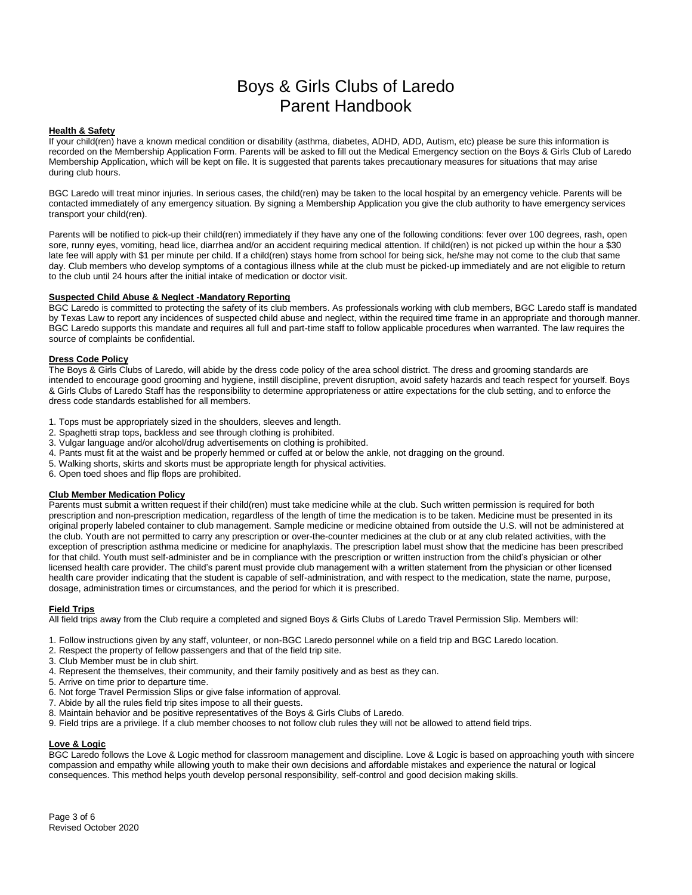# Boys & Girls Clubs of Laredo
# Parent Handbook

**Health & Safety**

If your child(ren) have a known medical condition or disability (asthma, diabetes, ADHD, ADD, Autism, etc) please be sure this information is recorded on the Membership Application Form. Parents will be asked to fill out the Medical Emergency section on the Boys & Girls Club of Laredo Membership Application, which will be kept on file. It is suggested that parents takes precautionary measures for situations that may arise during club hours.

BGC Laredo will treat minor injuries. In serious cases, the child(ren) may be taken to the local hospital by an emergency vehicle. Parents will be contacted immediately of any emergency situation. By signing a Membership Application you give the club authority to have emergency services transport your child(ren).

Parents will be notified to pick-up their child(ren) immediately if they have any one of the following conditions: fever over 100 degrees, rash, open sore, runny eyes, vomiting, head lice, diarrhea and/or an accident requiring medical attention. If child(ren) is not picked up within the hour a $30 late fee will apply with $1 per minute per child. If a child(ren) stays home from school for being sick, he/she may not come to the club that same day. Club members who develop symptoms of a contagious illness while at the club must be picked-up immediately and are not eligible to return to the club until 24 hours after the initial intake of medication or doctor visit.

**Suspected Child Abuse & Neglect -Mandatory Reporting**

BGC Laredo is committed to protecting the safety of its club members. As professionals working with club members, BGC Laredo staff is mandated by Texas Law to report any incidences of suspected child abuse and neglect, within the required time frame in an appropriate and thorough manner. BGC Laredo supports this mandate and requires all full and part-time staff to follow applicable procedures when warranted. The law requires the source of complaints be confidential.

**Dress Code Policy**

The Boys & Girls Clubs of Laredo, will abide by the dress code policy of the area school district. The dress and grooming standards are intended to encourage good grooming and hygiene, instill discipline, prevent disruption, avoid safety hazards and teach respect for yourself. Boys & Girls Clubs of Laredo Staff has the responsibility to determine appropriateness or attire expectations for the club setting, and to enforce the dress code standards established for all members.

1. Tops must be appropriately sized in the shoulders, sleeves and length.
2. Spaghetti strap tops, backless and see through clothing is prohibited.
3. Vulgar language and/or alcohol/drug advertisements on clothing is prohibited.
4. Pants must fit at the waist and be properly hemmed or cuffed at or below the ankle, not dragging on the ground.
5. Walking shorts, skirts and skorts must be appropriate length for physical activities.
6. Open toed shoes and flip flops are prohibited.

**Club Member Medication Policy**

Parents must submit a written request if their child(ren) must take medicine while at the club. Such written permission is required for both prescription and non-prescription medication, regardless of the length of time the medication is to be taken. Medicine must be presented in its original properly labeled container to club management. Sample medicine or medicine obtained from outside the U.S. will not be administered at the club. Youth are not permitted to carry any prescription or over-the-counter medicines at the club or at any club related activities, with the exception of prescription asthma medicine or medicine for anaphylaxis. The prescription label must show that the medicine has been prescribed for that child. Youth must self-administer and be in compliance with the prescription or written instruction from the child's physician or other licensed health care provider. The child's parent must provide club management with a written statement from the physician or other licensed health care provider indicating that the student is capable of self-administration, and with respect to the medication, state the name, purpose, dosage, administration times or circumstances, and the period for which it is prescribed.

**Field Trips**

All field trips away from the Club require a completed and signed Boys & Girls Clubs of Laredo Travel Permission Slip. Members will:

1. Follow instructions given by any staff, volunteer, or non-BGC Laredo personnel while on a field trip and BGC Laredo location.
2. Respect the property of fellow passengers and that of the field trip site.
3. Club Member must be in club shirt.
4. Represent the themselves, their community, and their family positively and as best as they can.
5. Arrive on time prior to departure time.
6. Not forge Travel Permission Slips or give false information of approval.
7. Abide by all the rules field trip sites impose to all their guests.
8. Maintain behavior and be positive representatives of the Boys & Girls Clubs of Laredo.
9. Field trips are a privilege. If a club member chooses to not follow club rules they will not be allowed to attend field trips.

**Love & Logic**

BGC Laredo follows the Love & Logic method for classroom management and discipline. Love & Logic is based on approaching youth with sincere compassion and empathy while allowing youth to make their own decisions and affordable mistakes and experience the natural or logical consequences. This method helps youth develop personal responsibility, self-control and good decision making skills.

Revised October 2020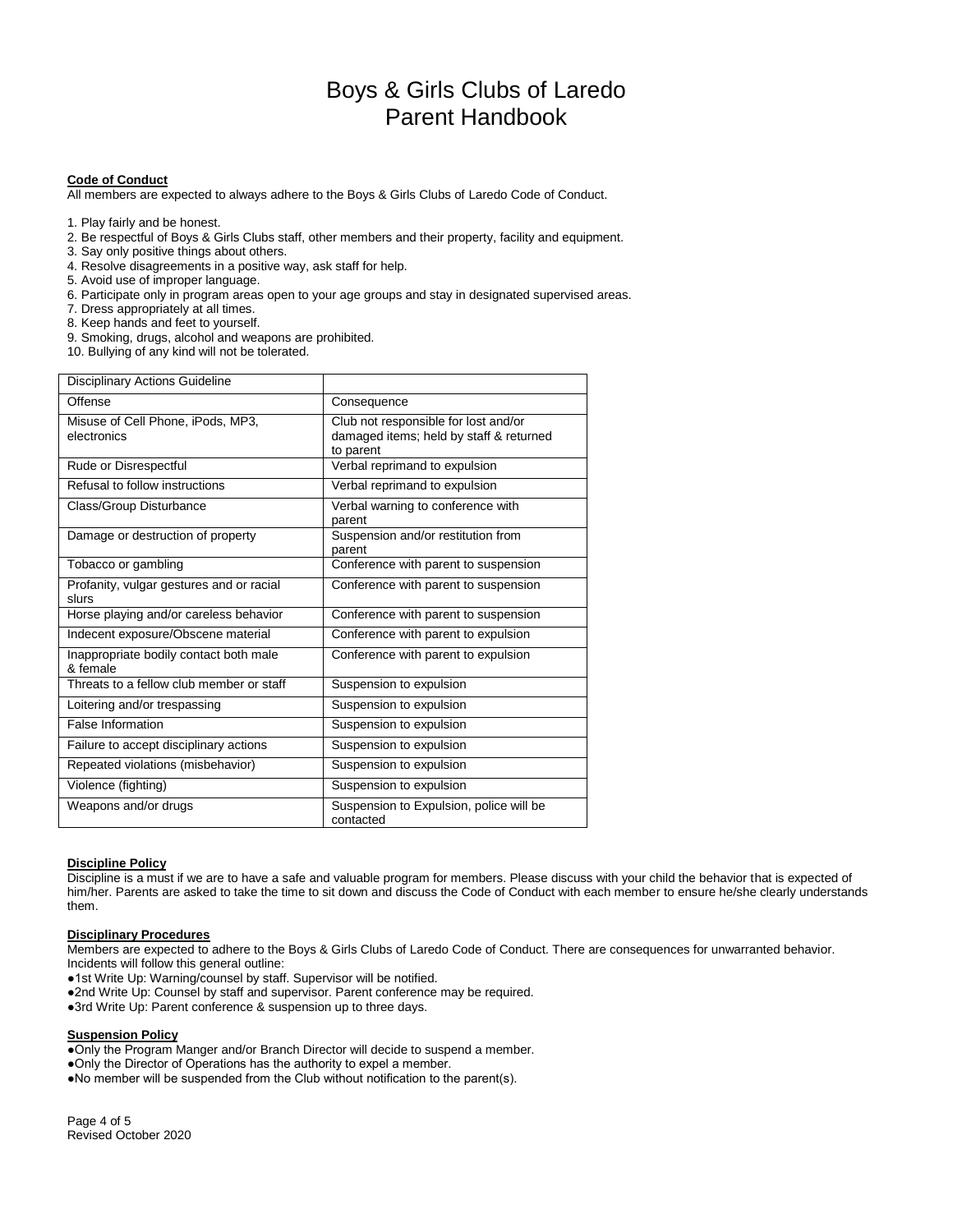# Boys & Girls Clubs of Laredo
# Parent Handbook

**Code of Conduct**

All members are expected to always adhere to the Boys & Girls Clubs of Laredo Code of Conduct.

1. Play fairly and be honest.
2. Be respectful of Boys & Girls Clubs staff, other members and their property, facility and equipment.
3. Say only positive things about others.
4. Resolve disagreements in a positive way, ask staff for help.
5. Avoid use of improper language.
6. Participate only in program areas open to your age groups and stay in designated supervised areas.
7. Dress appropriately at all times.
8. Keep hands and feet to yourself.
9. Smoking, drugs, alcohol and weapons are prohibited.
10. Bullying of any kind will not be tolerated.

| Disciplinary Actions Guideline | |
|---|---|
| Offense | Consequence |
| Misuse of Cell Phone, iPods, MP3, electronics | Club not responsible for lost and/or damaged items; held by staff & returned to parent |
| Rude or Disrespectful | Verbal reprimand to expulsion |
| Refusal to follow instructions | Verbal reprimand to expulsion |
| Class/Group Disturbance | Verbal warning to conference with parent |
| Damage or destruction of property | Suspension and/or restitution from parent |
| Tobacco or gambling | Conference with parent to suspension |
| Profanity, vulgar gestures and or racial slurs | Conference with parent to suspension |
| Horse playing and/or careless behavior | Conference with parent to suspension |
| Indecent exposure/Obscene material | Conference with parent to expulsion |
| Inappropriate bodily contact both male & female | Conference with parent to expulsion |
| Threats to a fellow club member or staff | Suspension to expulsion |
| Loitering and/or trespassing | Suspension to expulsion |
| False Information | Suspension to expulsion |
| Failure to accept disciplinary actions | Suspension to expulsion |
| Repeated violations (misbehavior) | Suspension to expulsion |
| Violence (fighting) | Suspension to expulsion |
| Weapons and/or drugs | Suspension to Expulsion, police will be contacted |

**Discipline Policy**

Discipline is a must if we are to have a safe and valuable program for members. Please discuss with your child the behavior that is expected of him/her. Parents are asked to take the time to sit down and discuss the Code of Conduct with each member to ensure he/she clearly understands them.

**Disciplinary Procedures**

Members are expected to adhere to the Boys & Girls Clubs of Laredo Code of Conduct. There are consequences for unwarranted behavior. Incidents will follow this general outline:

- 1st Write Up: Warning/counsel by staff. Supervisor will be notified.
- 2nd Write Up: Counsel by staff and supervisor. Parent conference may be required.
- 3rd Write Up: Parent conference & suspension up to three days.

**Suspension Policy**

- Only the Program Manger and/or Branch Director will decide to suspend a member.
- Only the Director of Operations has the authority to expel a member.
- No member will be suspended from the Club without notification to the parent(s).

Revised October 2020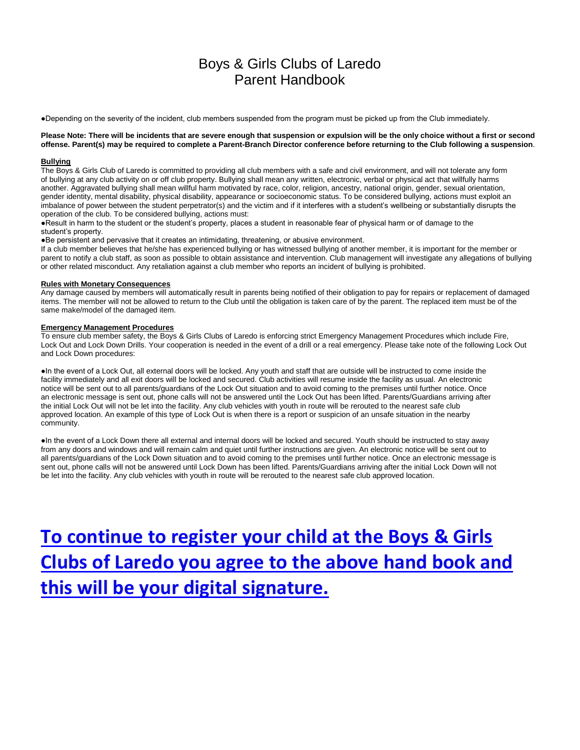●Depending on the severity of the incident, club members suspended from the program must be picked up from the Club immediately.

**Please Note: There will be incidents that are severe enough that suspension or expulsion will be the only choice without a first or second offense. Parent(s) may be required to complete a Parent-Branch Director conference before returning to the Club following a suspension**.

**Bullying**

The Boys & Girls Club of Laredo is committed to providing all club members with a safe and civil environment, and will not tolerate any form of bullying at any club activity on or off club property. Bullying shall mean any written, electronic, verbal or physical act that willfully harms another. Aggravated bullying shall mean willful harm motivated by race, color, religion, ancestry, national origin, gender, sexual orientation, gender identity, mental disability, physical disability, appearance or socioeconomic status. To be considered bullying, actions must exploit an imbalance of power between the student perpetrator(s) and the victim and if it interferes with a student's wellbeing or substantially disrupts the operation of the club. To be considered bullying, actions must:

●Result in harm to the student or the student's property, places a student in reasonable fear of physical harm or of damage to the student's property.

●Be persistent and pervasive that it creates an intimidating, threatening, or abusive environment.

If a club member believes that he/she has experienced bullying or has witnessed bullying of another member, it is important for the member or parent to notify a club staff, as soon as possible to obtain assistance and intervention. Club management will investigate any allegations of bullying or other related misconduct. Any retaliation against a club member who reports an incident of bullying is prohibited.

**Rules with Monetary Consequences**

Any damage caused by members will automatically result in parents being notified of their obligation to pay for repairs or replacement of damaged items. The member will not be allowed to return to the Club until the obligation is taken care of by the parent. The replaced item must be of the same make/model of the damaged item.

**Emergency Management Procedures**

To ensure club member safety, the Boys & Girls Clubs of Laredo is enforcing strict Emergency Management Procedures which include Fire, Lock Out and Lock Down Drills. Your cooperation is needed in the event of a drill or a real emergency. Please take note of the following Lock Out and Lock Down procedures:

●In the event of a Lock Out, all external doors will be locked. Any youth and staff that are outside will be instructed to come inside the facility immediately and all exit doors will be locked and secured. Club activities will resume inside the facility as usual. An electronic notice will be sent out to all parents/guardians of the Lock Out situation and to avoid coming to the premises until further notice. Once an electronic message is sent out, phone calls will not be answered until the Lock Out has been lifted. Parents/Guardians arriving after the initial Lock Out will not be let into the facility. Any club vehicles with youth in route will be rerouted to the nearest safe club approved location. An example of this type of Lock Out is when there is a report or suspicion of an unsafe situation in the nearby community.

●In the event of a Lock Down there all external and internal doors will be locked and secured. Youth should be instructed to stay away from any doors and windows and will remain calm and quiet until further instructions are given. An electronic notice will be sent out to all parents/guardians of the Lock Down situation and to avoid coming to the premises until further notice. Once an electronic message is sent out, phone calls will not be answered until Lock Down has been lifted. Parents/Guardians arriving after the initial Lock Down will not be let into the facility. Any club vehicles with youth in route will be rerouted to the nearest safe club approved location.

# To continue to register your child at the Boys & Girls Clubs of Laredo you agree to the above hand book and this will be your digital signature.